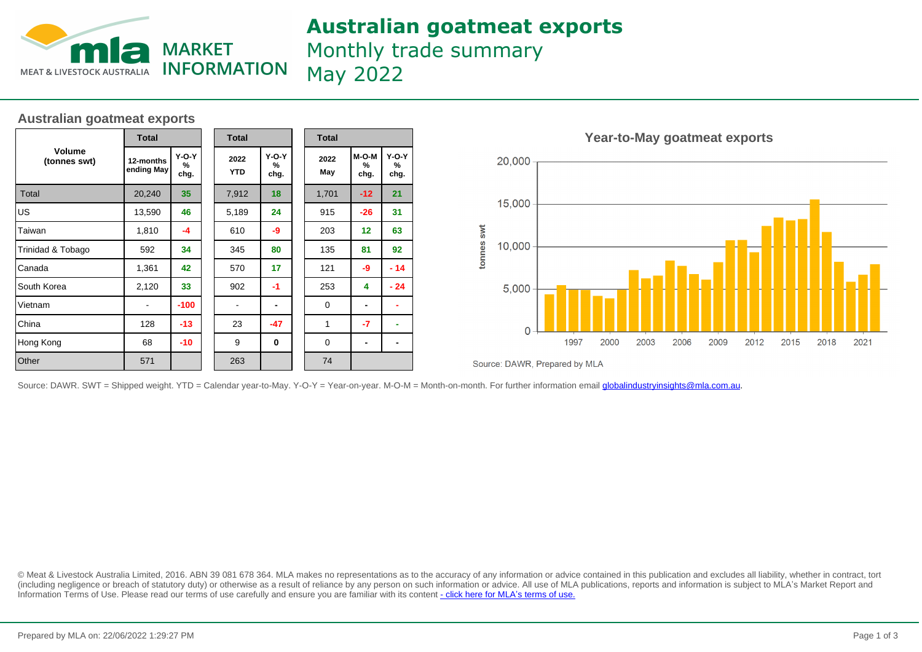# Australian goatmeat exports

Monthly trade summary

May 2022

## Australian goatmeat exports

| Volume (tonnes swt) | Total 12-months ending May | Y-O-Y % chg. | Total 2022 YTD | Y-O-Y % chg. | Total 2022 May | M-O-M % chg. | Y-O-Y % chg. |
|---|---|---|---|---|---|---|---|
| Total | 20,240 | 35 | 7,912 | 18 | 1,701 | -12 | 21 |
| US | 13,590 | 46 | 5,189 | 24 | 915 | -26 | 31 |
| Taiwan | 1,810 | -4 | 610 | -9 | 203 | 12 | 63 |
| Trinidad & Tobago | 592 | 34 | 345 | 80 | 135 | 81 | 92 |
| Canada | 1,361 | 42 | 570 | 17 | 121 | -9 | - 14 |
| South Korea | 2,120 | 33 | 902 | -1 | 253 | 4 | - 24 |
| Vietnam | - | -100 | - | - | 0 | - | - |
| China | 128 | -13 | 23 | -47 | 1 | -7 | - |
| Hong Kong | 68 | -10 | 9 | 0 | 0 | - | - |
| Other | 571 | | 263 | | 74 | | |

**Year-to-May goatmeat exports**

Source: DAWR, Prepared by MLA

Source: DAWR. SWT = Shipped weight. YTD = Calendar year-to-May. Y-O-Y = Year-on-year. M-O-M = Month-on-month. For further information email globalindustryinsights@mla.com.au.

© Meat & Livestock Australia Limited, 2016. ABN 39 081 678 364. MLA makes no representations as to the accuracy of any information or advice contained in this publication and excludes all liability, whether in contract, tort (including negligence or breach of statutory duty) or otherwise as a result of reliance by any person on such information or advice. All use of MLA publications, reports and information is subject to MLA's Market Report and Information Terms of Use. Please read our terms of use carefully and ensure you are familiar with its content - click here for MLA's terms of use.

Prepared by MLA on: 22/06/2022 1:29:27 PM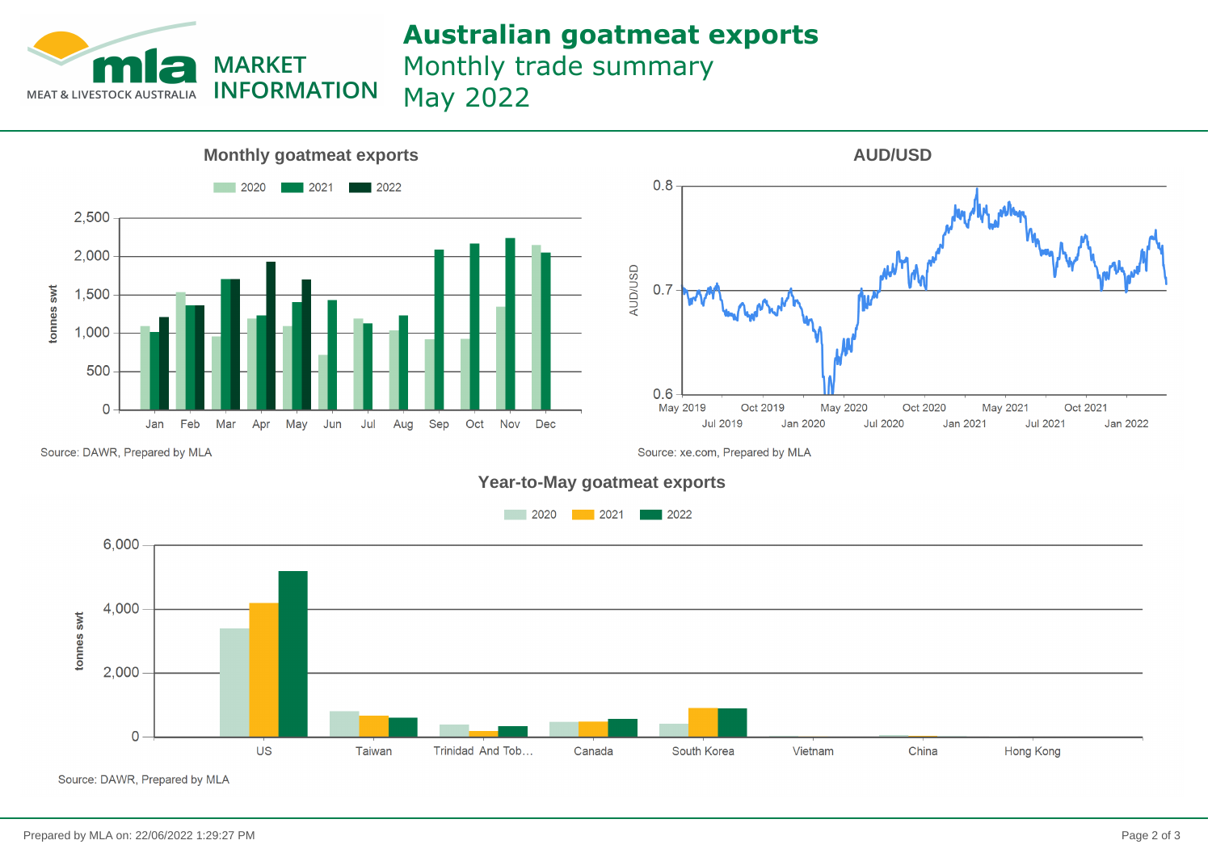# Australian goatmeat exports

Monthly trade summary
May 2022

## Monthly goatmeat exports

2020 | 2021 | 2022

tonnes swt

Source: DAWR, Prepared by MLA

## AUD/USD

Source: xe.com, Prepared by MLA

## Year-to-May goatmeat exports

2020 | 2021 | 2022

tonnes swt

Source: DAWR, Prepared by MLA

Prepared by MLA on: 22/06/2022 1:29:27 PM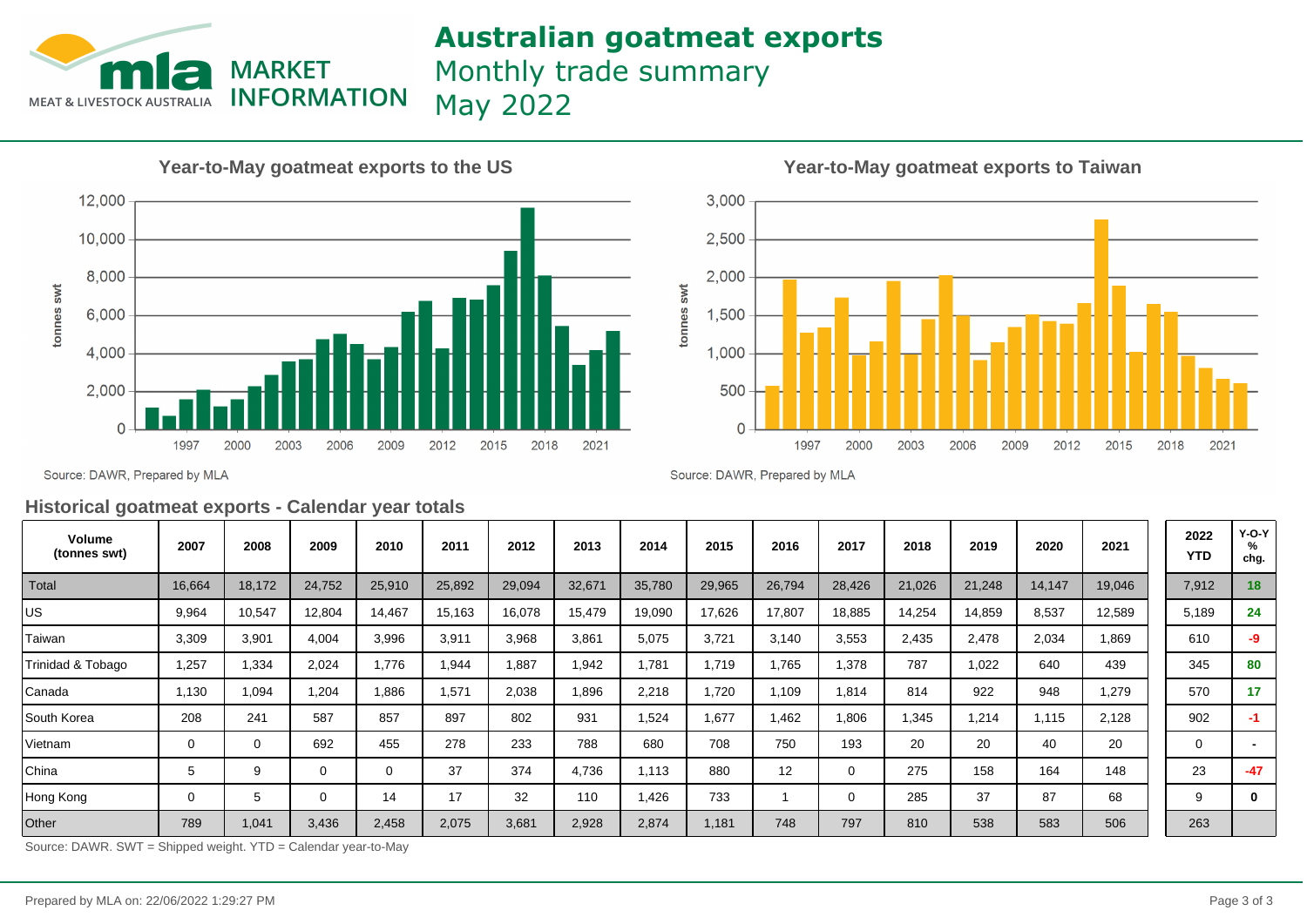MEAT & LIVESTOCK AUSTRALIA
MARKET INFORMATION

# Australian goatmeat exports

Monthly trade summary
May 2022

## Year-to-May goatmeat exports to the US

tonnes swt
12,000
10,000
8,000
6,000
4,000
2,000
0
1997 2000 2003 2006 2009 2012 2015 2018 2021

Source: DAWR, Prepared by MLA

## Year-to-May goatmeat exports to Taiwan

tonnes swt
3,000
2,500
2,000
1,500
1,000
500
0
1997 2000 2003 2006 2009 2012 2015 2018 2021

Source: DAWR, Prepared by MLA

## Historical goatmeat exports - Calendar year totals

| Volume (tonnes swt) | 2007 | 2008 | 2009 | 2010 | 2011 | 2012 | 2013 | 2014 | 2015 | 2016 | 2017 | 2018 | 2019 | 2020 | 2021 | 2022 YTD | Y-O-Y % chg. |
|---|---|---|---|---|---|---|---|---|---|---|---|---|---|---|---|---|---|
| Total | 16,664 | 18,172 | 24,752 | 25,910 | 25,892 | 29,094 | 32,671 | 35,780 | 29,965 | 26,794 | 28,426 | 21,026 | 21,248 | 14,147 | 19,046 | 7,912 | 18 |
| US | 9,964 | 10,547 | 12,804 | 14,467 | 15,163 | 16,078 | 15,479 | 19,090 | 17,626 | 17,807 | 18,885 | 14,254 | 14,859 | 8,537 | 12,589 | 5,189 | 24 |
| Taiwan | 3,309 | 3,901 | 4,004 | 3,996 | 3,911 | 3,968 | 3,861 | 5,075 | 3,721 | 3,140 | 3,553 | 2,435 | 2,478 | 2,034 | 1,869 | 610 | -9 |
| Trinidad & Tobago | 1,257 | 1,334 | 2,024 | 1,776 | 1,944 | 1,887 | 1,942 | 1,781 | 1,719 | 1,765 | 1,378 | 787 | 1,022 | 640 | 439 | 345 | 80 |
| Canada | 1,130 | 1,094 | 1,204 | 1,886 | 1,571 | 2,038 | 1,896 | 2,218 | 1,720 | 1,109 | 1,814 | 814 | 922 | 948 | 1,279 | 570 | 17 |
| South Korea | 208 | 241 | 587 | 857 | 897 | 802 | 931 | 1,524 | 1,677 | 1,462 | 1,806 | 1,345 | 1,214 | 1,115 | 2,128 | 902 | -1 |
| Vietnam | 0 | 0 | 692 | 455 | 278 | 233 | 788 | 680 | 708 | 750 | 193 | 20 | 20 | 40 | 20 | 0 | - |
| China | 5 | 9 | 0 | 0 | 37 | 374 | 4,736 | 1,113 | 880 | 12 | 0 | 275 | 158 | 164 | 148 | 23 | -47 |
| Hong Kong | 0 | 5 | 0 | 14 | 17 | 32 | 110 | 1,426 | 733 | 1 | 0 | 285 | 37 | 87 | 68 | 9 | 0 |
| Other | 789 | 1,041 | 3,436 | 2,458 | 2,075 | 3,681 | 2,928 | 2,874 | 1,181 | 748 | 797 | 810 | 538 | 583 | 506 | 263 | |

Source: DAWR. SWT = Shipped weight. YTD = Calendar year-to-May

Prepared by MLA on: 22/06/2022 1:29:27 PM